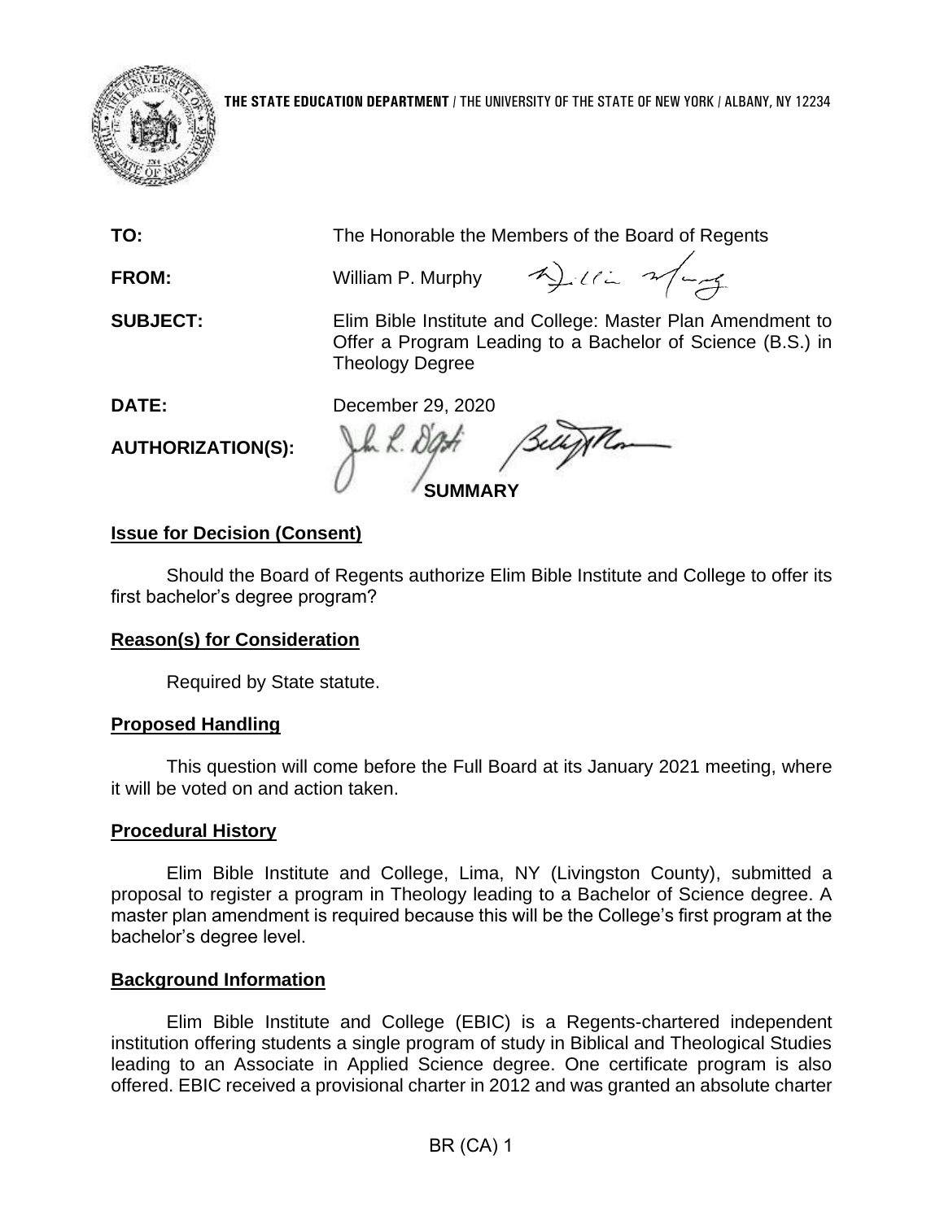**THE STATE EDUCATION DEPARTMENT** / THE UNIVERSITY OF THE STATE OF NEW YORK / ALBANY, NY 12234

**TO:** The Honorable the Members of the Board of Regents

**FROM:** William P. Murphy

**SUBJECT:** Elim Bible Institute and College: Master Plan Amendment to Offer a Program Leading to a Bachelor of Science (B.S.) in Theology Degree

**DATE:** December 29, 2020

**AUTHORIZATION(S):**

## SUMMARY

### Issue for Decision (Consent)

Should the Board of Regents authorize Elim Bible Institute and College to offer its first bachelor's degree program?

### Reason(s) for Consideration

Required by State statute.

### Proposed Handling

This question will come before the Full Board at its January 2021 meeting, where it will be voted on and action taken.

### Procedural History

Elim Bible Institute and College, Lima, NY (Livingston County), submitted a proposal to register a program in Theology leading to a Bachelor of Science degree. A master plan amendment is required because this will be the College's first program at the bachelor's degree level.

### Background Information

Elim Bible Institute and College (EBIC) is a Regents-chartered independent institution offering students a single program of study in Biblical and Theological Studies leading to an Associate in Applied Science degree. One certificate program is also offered. EBIC received a provisional charter in 2012 and was granted an absolute charter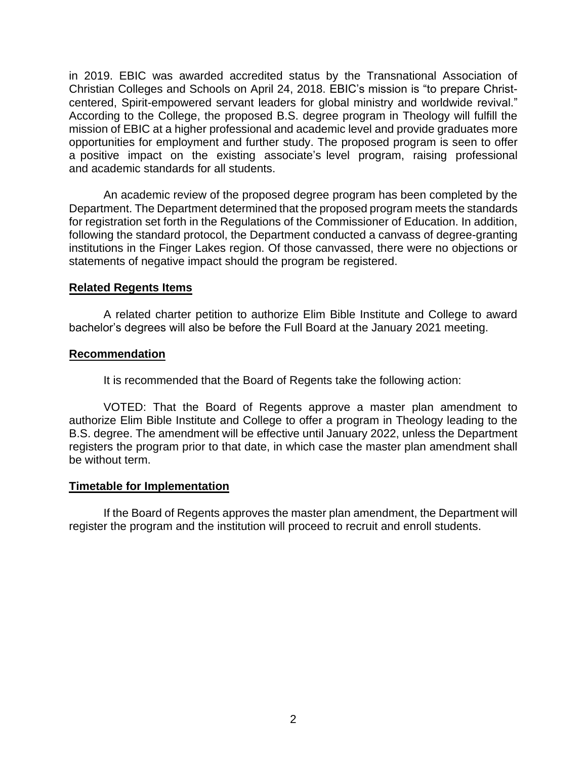in 2019. EBIC was awarded accredited status by the Transnational Association of Christian Colleges and Schools on April 24, 2018. EBIC's mission is "to prepare Christ-centered, Spirit-empowered servant leaders for global ministry and worldwide revival." According to the College, the proposed B.S. degree program in Theology will fulfill the mission of EBIC at a higher professional and academic level and provide graduates more opportunities for employment and further study. The proposed program is seen to offer a positive impact on the existing associate's level program, raising professional and academic standards for all students.

An academic review of the proposed degree program has been completed by the Department. The Department determined that the proposed program meets the standards for registration set forth in the Regulations of the Commissioner of Education. In addition, following the standard protocol, the Department conducted a canvass of degree-granting institutions in the Finger Lakes region. Of those canvassed, there were no objections or statements of negative impact should the program be registered.

## Related Regents Items

A related charter petition to authorize Elim Bible Institute and College to award bachelor's degrees will also be before the Full Board at the January 2021 meeting.

## Recommendation

It is recommended that the Board of Regents take the following action:

VOTED: That the Board of Regents approve a master plan amendment to authorize Elim Bible Institute and College to offer a program in Theology leading to the B.S. degree. The amendment will be effective until January 2022, unless the Department registers the program prior to that date, in which case the master plan amendment shall be without term.

## Timetable for Implementation

If the Board of Regents approves the master plan amendment, the Department will register the program and the institution will proceed to recruit and enroll students.